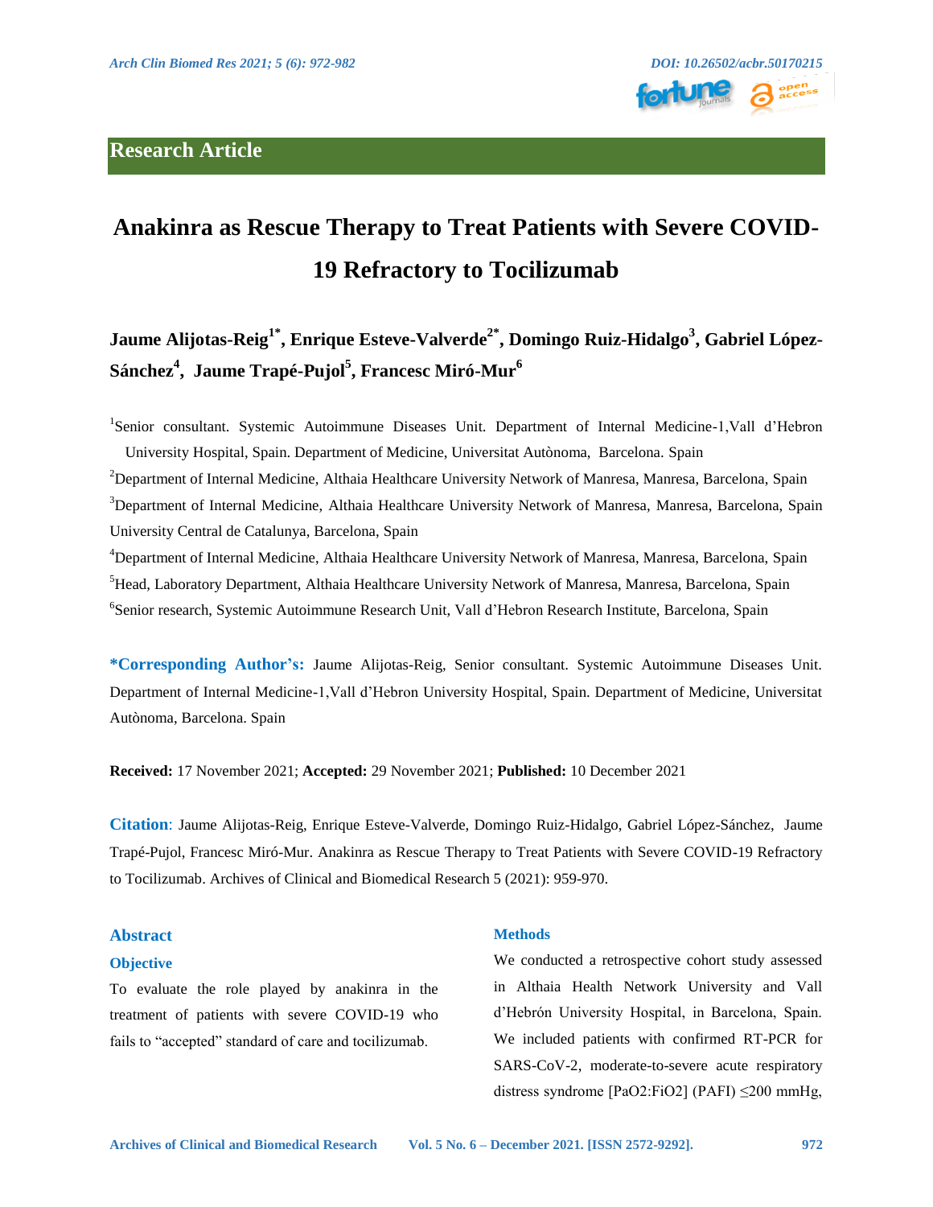Research Article

# Anakinra as Rescue Therapy to Treat Patients with Severe COVID-19 Refractory to Tocilizumab

**Jaume Alijotas-Reig[1*], Enrique Esteve-Valverde[2*], Domingo Ruiz-Hidalgo[3], Gabriel López-Sánchez[4], Jaume Trapé-Pujol[5], Francesc Miró-Mur[6]**

[1]Senior consultant. Systemic Autoimmune Diseases Unit. Department of Internal Medicine-1,Vall d'Hebron University Hospital, Spain. Department of Medicine, Universitat Autònoma, Barcelona. Spain

[2]Department of Internal Medicine, Althaia Healthcare University Network of Manresa, Manresa, Barcelona, Spain

[3]Department of Internal Medicine, Althaia Healthcare University Network of Manresa, Manresa, Barcelona, Spain University Central de Catalunya, Barcelona, Spain

[4]Department of Internal Medicine, Althaia Healthcare University Network of Manresa, Manresa, Barcelona, Spain

[5]Head, Laboratory Department, Althaia Healthcare University Network of Manresa, Manresa, Barcelona, Spain

[6]Senior research, Systemic Autoimmune Research Unit, Vall d'Hebron Research Institute, Barcelona, Spain

**\*Corresponding Author's:** Jaume Alijotas-Reig, Senior consultant. Systemic Autoimmune Diseases Unit. Department of Internal Medicine-1,Vall d'Hebron University Hospital, Spain. Department of Medicine, Universitat Autònoma, Barcelona. Spain

**Received:** 17 November 2021; **Accepted:** 29 November 2021; **Published:** 10 December 2021

**Citation**: Jaume Alijotas-Reig, Enrique Esteve-Valverde, Domingo Ruiz-Hidalgo, Gabriel López-Sánchez, Jaume Trapé-Pujol, Francesc Miró-Mur. Anakinra as Rescue Therapy to Treat Patients with Severe COVID-19 Refractory to Tocilizumab. Archives of Clinical and Biomedical Research 5 (2021): 959-970.

## Abstract

### Objective

To evaluate the role played by anakinra in the treatment of patients with severe COVID-19 who fails to "accepted" standard of care and tocilizumab.

### Methods

We conducted a retrospective cohort study assessed in Althaia Health Network University and Vall d'Hebrón University Hospital, in Barcelona, Spain. We included patients with confirmed RT-PCR for SARS-CoV-2, moderate-to-severe acute respiratory distress syndrome [$PaO_2:FiO_2$] (PAFI) ≤200 mmHg,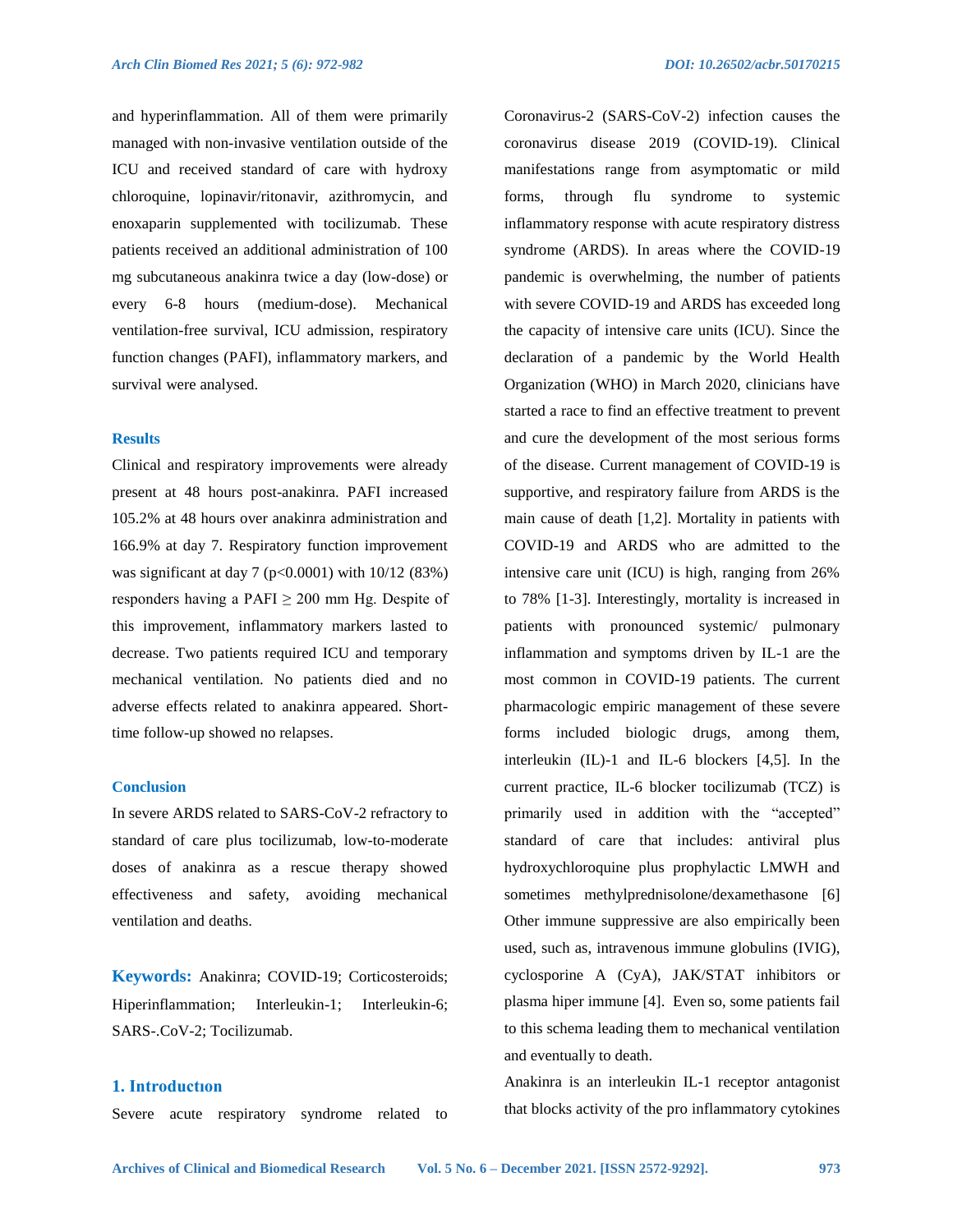and hyperinflammation. All of them were primarily managed with non-invasive ventilation outside of the ICU and received standard of care with hydroxy chloroquine, lopinavir/ritonavir, azithromycin, and enoxaparin supplemented with tocilizumab. These patients received an additional administration of 100 mg subcutaneous anakinra twice a day (low-dose) or every 6-8 hours (medium-dose). Mechanical ventilation-free survival, ICU admission, respiratory function changes (PAFI), inflammatory markers, and survival were analysed.

### Results

Clinical and respiratory improvements were already present at 48 hours post-anakinra. PAFI increased 105.2% at 48 hours over anakinra administration and 166.9% at day 7. Respiratory function improvement was significant at day 7 ($p<0.0001$) with 10/12 (83%) responders having a PAFI $\geq$ 200 mm Hg. Despite of this improvement, inflammatory markers lasted to decrease. Two patients required ICU and temporary mechanical ventilation. No patients died and no adverse effects related to anakinra appeared. Short-time follow-up showed no relapses.

### Conclusion

In severe ARDS related to SARS-CoV-2 refractory to standard of care plus tocilizumab, low-to-moderate doses of anakinra as a rescue therapy showed effectiveness and safety, avoiding mechanical ventilation and deaths.

**Keywords:** Anakinra; COVID-19; Corticosteroids; Hiperinflammation; Interleukin-1; Interleukin-6; SARS-.CoV-2; Tocilizumab.

## 1. Introductıon

Severe acute respiratory syndrome related to Coronavirus-2 (SARS-CoV-2) infection causes the coronavirus disease 2019 (COVID-19). Clinical manifestations range from asymptomatic or mild forms, through flu syndrome to systemic inflammatory response with acute respiratory distress syndrome (ARDS). In areas where the COVID-19 pandemic is overwhelming, the number of patients with severe COVID-19 and ARDS has exceeded long the capacity of intensive care units (ICU). Since the declaration of a pandemic by the World Health Organization (WHO) in March 2020, clinicians have started a race to find an effective treatment to prevent and cure the development of the most serious forms of the disease. Current management of COVID-19 is supportive, and respiratory failure from ARDS is the main cause of death [1,2]. Mortality in patients with COVID-19 and ARDS who are admitted to the intensive care unit (ICU) is high, ranging from 26% to 78% [1-3]. Interestingly, mortality is increased in patients with pronounced systemic/ pulmonary inflammation and symptoms driven by IL-1 are the most common in COVID-19 patients. The current pharmacologic empiric management of these severe forms included biologic drugs, among them, interleukin (IL)-1 and IL-6 blockers [4,5]. In the current practice, IL-6 blocker tocilizumab (TCZ) is primarily used in addition with the "accepted" standard of care that includes: antiviral plus hydroxychloroquine plus prophylactic LMWH and sometimes methylprednisolone/dexamethasone [6] Other immune suppressive are also empirically been used, such as, intravenous immune globulins (IVIG), cyclosporine A (CyA), JAK/STAT inhibitors or plasma hiper immune [4]. Even so, some patients fail to this schema leading them to mechanical ventilation and eventually to death.

Anakinra is an interleukin IL-1 receptor antagonist that blocks activity of the pro inflammatory cytokines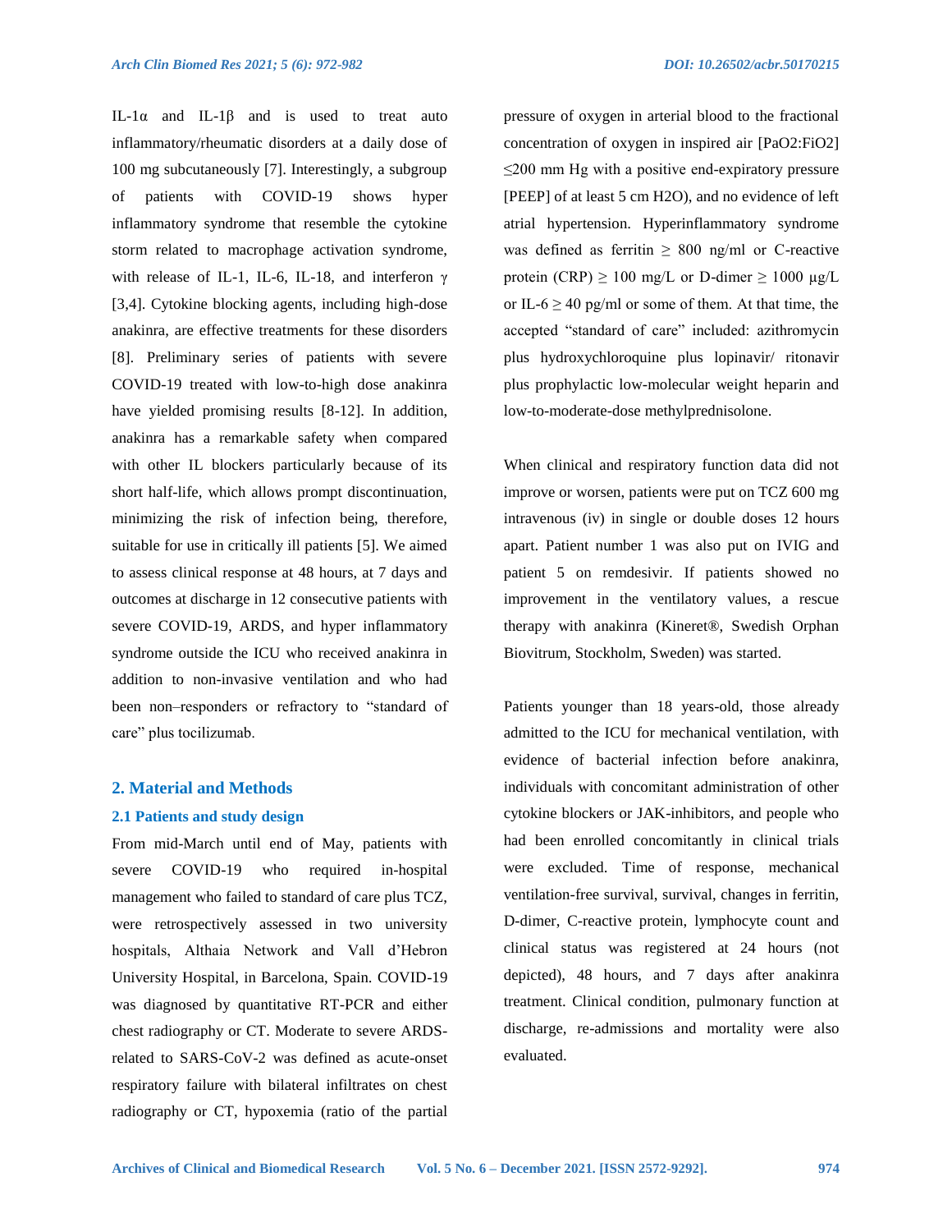IL-1α and IL-1β and is used to treat auto inflammatory/rheumatic disorders at a daily dose of 100 mg subcutaneously [7]. Interestingly, a subgroup of patients with COVID-19 shows hyper inflammatory syndrome that resemble the cytokine storm related to macrophage activation syndrome, with release of IL-1, IL-6, IL-18, and interferon γ [3,4]. Cytokine blocking agents, including high-dose anakinra, are effective treatments for these disorders [8]. Preliminary series of patients with severe COVID-19 treated with low-to-high dose anakinra have yielded promising results [8-12]. In addition, anakinra has a remarkable safety when compared with other IL blockers particularly because of its short half-life, which allows prompt discontinuation, minimizing the risk of infection being, therefore, suitable for use in critically ill patients [5]. We aimed to assess clinical response at 48 hours, at 7 days and outcomes at discharge in 12 consecutive patients with severe COVID-19, ARDS, and hyper inflammatory syndrome outside the ICU who received anakinra in addition to non-invasive ventilation and who had been non–responders or refractory to "standard of care" plus tocilizumab.

## 2. Material and Methods

### 2.1 Patients and study design

From mid-March until end of May, patients with severe COVID-19 who required in-hospital management who failed to standard of care plus TCZ, were retrospectively assessed in two university hospitals, Althaia Network and Vall d'Hebron University Hospital, in Barcelona, Spain. COVID-19 was diagnosed by quantitative RT-PCR and either chest radiography or CT. Moderate to severe ARDS-related to SARS-CoV-2 was defined as acute-onset respiratory failure with bilateral infiltrates on chest radiography or CT, hypoxemia (ratio of the partial pressure of oxygen in arterial blood to the fractional concentration of oxygen in inspired air [$PaO_2:FiO_2$] ≤200 mm Hg with a positive end-expiratory pressure [PEEP] of at least 5 cm $H_2O$), and no evidence of left atrial hypertension. Hyperinflammatory syndrome was defined as ferritin ≥ 800 ng/ml or C-reactive protein (CRP) ≥ 100 mg/L or D-dimer ≥ 1000 µg/L or IL-6 ≥ 40 pg/ml or some of them. At that time, the accepted "standard of care" included: azithromycin plus hydroxychloroquine plus lopinavir/ ritonavir plus prophylactic low-molecular weight heparin and low-to-moderate-dose methylprednisolone.

When clinical and respiratory function data did not improve or worsen, patients were put on TCZ 600 mg intravenous (iv) in single or double doses 12 hours apart. Patient number 1 was also put on IVIG and patient 5 on remdesivir. If patients showed no improvement in the ventilatory values, a rescue therapy with anakinra (Kineret®, Swedish Orphan Biovitrum, Stockholm, Sweden) was started.

Patients younger than 18 years-old, those already admitted to the ICU for mechanical ventilation, with evidence of bacterial infection before anakinra, individuals with concomitant administration of other cytokine blockers or JAK-inhibitors, and people who had been enrolled concomitantly in clinical trials were excluded. Time of response, mechanical ventilation-free survival, survival, changes in ferritin, D-dimer, C-reactive protein, lymphocyte count and clinical status was registered at 24 hours (not depicted), 48 hours, and 7 days after anakinra treatment. Clinical condition, pulmonary function at discharge, re-admissions and mortality were also evaluated.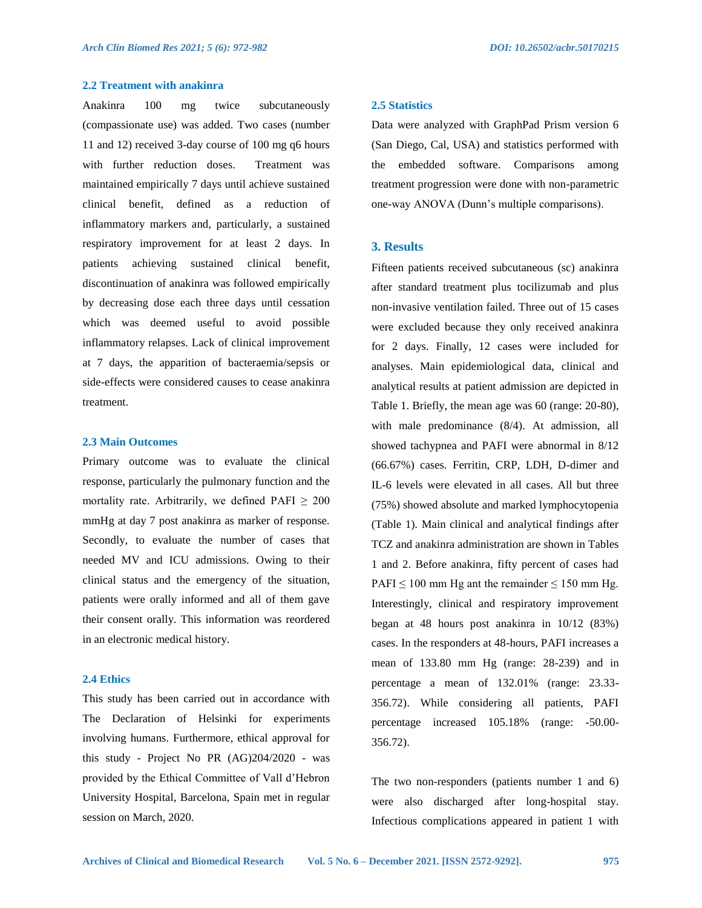### 2.2 Treatment with anakinra

Anakinra 100 mg twice subcutaneously (compassionate use) was added. Two cases (number 11 and 12) received 3-day course of 100 mg q6 hours with further reduction doses. Treatment was maintained empirically 7 days until achieve sustained clinical benefit, defined as a reduction of inflammatory markers and, particularly, a sustained respiratory improvement for at least 2 days. In patients achieving sustained clinical benefit, discontinuation of anakinra was followed empirically by decreasing dose each three days until cessation which was deemed useful to avoid possible inflammatory relapses. Lack of clinical improvement at 7 days, the apparition of bacteraemia/sepsis or side-effects were considered causes to cease anakinra treatment.

### 2.3 Main Outcomes

Primary outcome was to evaluate the clinical response, particularly the pulmonary function and the mortality rate. Arbitrarily, we defined PAFI $\geq$ 200 mmHg at day 7 post anakinra as marker of response. Secondly, to evaluate the number of cases that needed MV and ICU admissions. Owing to their clinical status and the emergency of the situation, patients were orally informed and all of them gave their consent orally. This information was reordered in an electronic medical history.

### 2.4 Ethics

This study has been carried out in accordance with The Declaration of Helsinki for experiments involving humans. Furthermore, ethical approval for this study - Project No PR (AG)204/2020 - was provided by the Ethical Committee of Vall d'Hebron University Hospital, Barcelona, Spain met in regular session on March, 2020.

### 2.5 Statistics

Data were analyzed with GraphPad Prism version 6 (San Diego, Cal, USA) and statistics performed with the embedded software. Comparisons among treatment progression were done with non-parametric one-way ANOVA (Dunn's multiple comparisons).

## 3. Results

Fifteen patients received subcutaneous (sc) anakinra after standard treatment plus tocilizumab and plus non-invasive ventilation failed. Three out of 15 cases were excluded because they only received anakinra for 2 days. Finally, 12 cases were included for analyses. Main epidemiological data, clinical and analytical results at patient admission are depicted in Table 1. Briefly, the mean age was 60 (range: 20-80), with male predominance (8/4). At admission, all showed tachypnea and PAFI were abnormal in 8/12 (66.67%) cases. Ferritin, CRP, LDH, D-dimer and IL-6 levels were elevated in all cases. All but three (75%) showed absolute and marked lymphocytopenia (Table 1). Main clinical and analytical findings after TCZ and anakinra administration are shown in Tables 1 and 2. Before anakinra, fifty percent of cases had PAFI $\leq$ 100 mm Hg ant the remainder $\leq$ 150 mm Hg. Interestingly, clinical and respiratory improvement began at 48 hours post anakinra in 10/12 (83%) cases. In the responders at 48-hours, PAFI increases a mean of 133.80 mm Hg (range: 28-239) and in percentage a mean of 132.01% (range: 23.33-356.72). While considering all patients, PAFI percentage increased 105.18% (range: -50.00-356.72).

The two non-responders (patients number 1 and 6) were also discharged after long-hospital stay. Infectious complications appeared in patient 1 with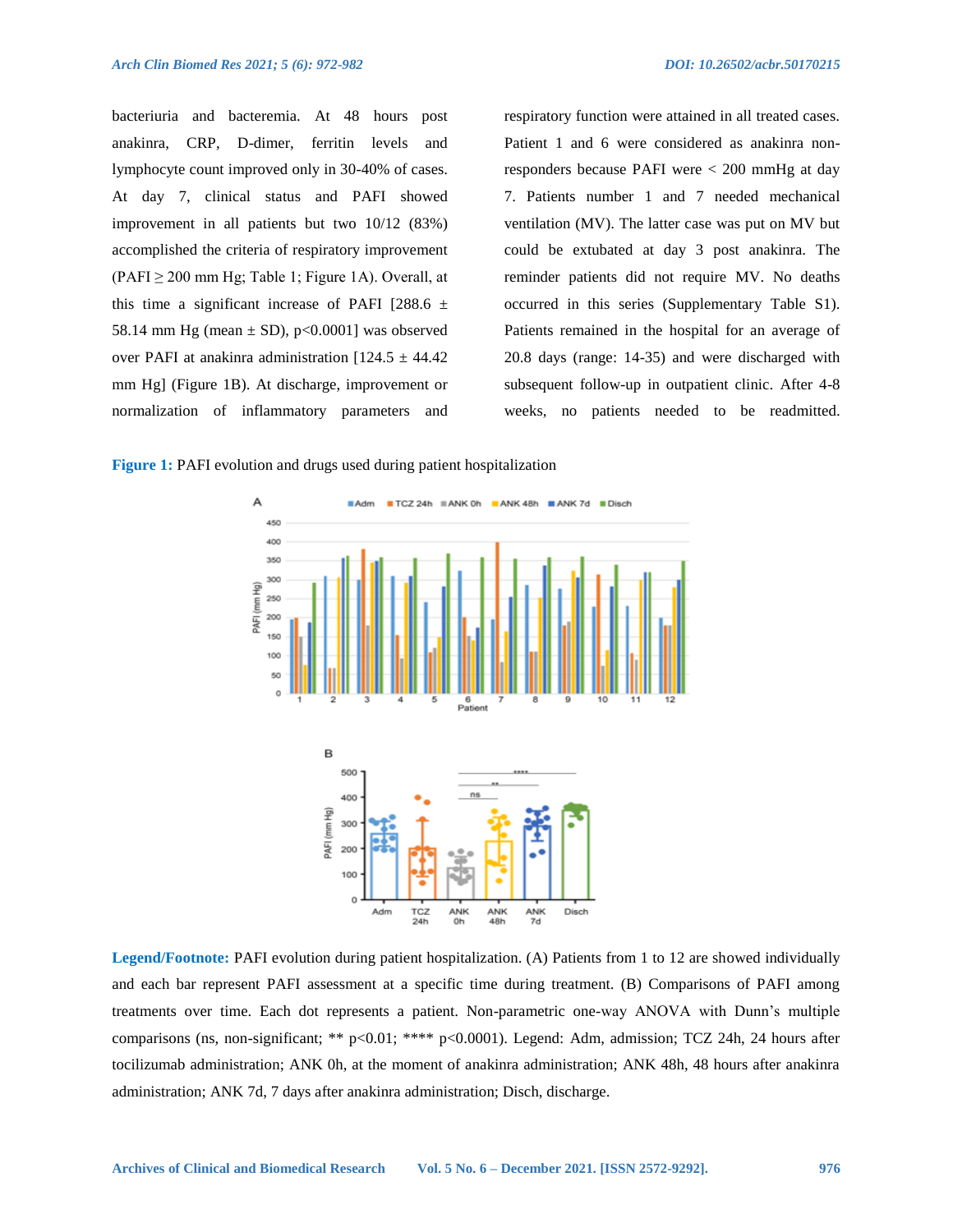bacteriuria and bacteremia. At 48 hours post anakinra, CRP, D-dimer, ferritin levels and lymphocyte count improved only in 30-40% of cases. At day 7, clinical status and PAFI showed improvement in all patients but two 10/12 (83%) accomplished the criteria of respiratory improvement (PAFI ≥ 200 mm Hg; Table 1; Figure 1A). Overall, at this time a significant increase of PAFI [288.6 ± 58.14 mm Hg (mean ± SD), p<0.0001] was observed over PAFI at anakinra administration [124.5 ± 44.42 mm Hg] (Figure 1B). At discharge, improvement or normalization of inflammatory parameters and respiratory function were attained in all treated cases. Patient 1 and 6 were considered as anakinra non-responders because PAFI were < 200 mmHg at day 7. Patients number 1 and 7 needed mechanical ventilation (MV). The latter case was put on MV but could be extubated at day 3 post anakinra. The reminder patients did not require MV. No deaths occurred in this series (Supplementary Table S1). Patients remained in the hospital for an average of 20.8 days (range: 14-35) and were discharged with subsequent follow-up in outpatient clinic. After 4-8 weeks, no patients needed to be readmitted.

**Figure 1:** PAFI evolution and drugs used during patient hospitalization

**Legend/Footnote:** PAFI evolution during patient hospitalization. (A) Patients from 1 to 12 are showed individually and each bar represent PAFI assessment at a specific time during treatment. (B) Comparisons of PAFI among treatments over time. Each dot represents a patient. Non-parametric one-way ANOVA with Dunn's multiple comparisons (ns, non-significant; ** p<0.01; **** p<0.0001). Legend: Adm, admission; TCZ 24h, 24 hours after tocilizumab administration; ANK 0h, at the moment of anakinra administration; ANK 48h, 48 hours after anakinra administration; ANK 7d, 7 days after anakinra administration; Disch, discharge.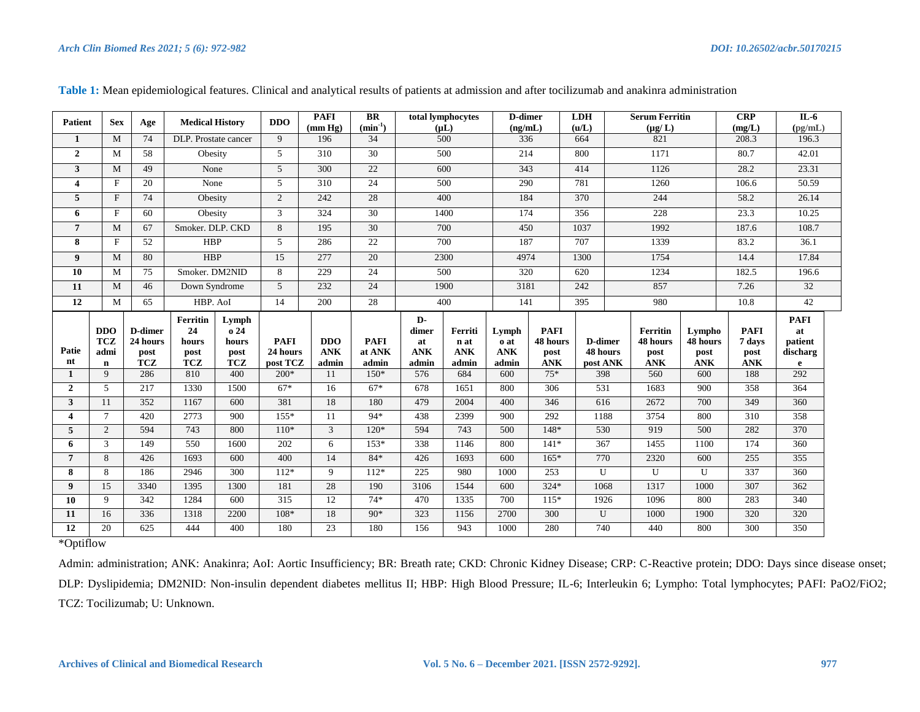**Table 1:** Mean epidemiological features. Clinical and analytical results of patients at admission and after tocilizumab and anakinra administration

| Patient | Sex | Age | Medical History | DDO | PAFI (mm Hg) | BR ($min^{-1}$) | total lymphocytes (µL) | D-dimer (ng/mL) | LDH (u/L) | Serum Ferritin (µg/ L) | CRP (mg/L) | IL-6 (pg/mL) |
|---|---|---|---|---|---|---|---|---|---|---|---|---|
| 1 | M | 74 | DLP. Prostate cancer | 9 | 196 | 34 | 500 | 336 | 664 | 821 | 208.3 | 196.3 |
| 2 | M | 58 | Obesity | 5 | 310 | 30 | 500 | 214 | 800 | 1171 | 80.7 | 42.01 |
| 3 | M | 49 | None | 5 | 300 | 22 | 600 | 343 | 414 | 1126 | 28.2 | 23.31 |
| 4 | F | 20 | None | 5 | 310 | 24 | 500 | 290 | 781 | 1260 | 106.6 | 50.59 |
| 5 | F | 74 | Obesity | 2 | 242 | 28 | 400 | 184 | 370 | 244 | 58.2 | 26.14 |
| 6 | F | 60 | Obesity | 3 | 324 | 30 | 1400 | 174 | 356 | 228 | 23.3 | 10.25 |
| 7 | M | 67 | Smoker. DLP. CKD | 8 | 195 | 30 | 700 | 450 | 1037 | 1992 | 187.6 | 108.7 |
| 8 | F | 52 | HBP | 5 | 286 | 22 | 700 | 187 | 707 | 1339 | 83.2 | 36.1 |
| 9 | M | 80 | HBP | 15 | 277 | 20 | 2300 | 4974 | 1300 | 1754 | 14.4 | 17.84 |
| 10 | M | 75 | Smoker. DM2NID | 8 | 229 | 24 | 500 | 320 | 620 | 1234 | 182.5 | 196.6 |
| 11 | M | 46 | Down Syndrome | 5 | 232 | 24 | 1900 | 3181 | 242 | 857 | 7.26 | 32 |
| 12 | M | 65 | HBP. AoI | 14 | 200 | 28 | 400 | 141 | 395 | 980 | 10.8 | 42 |

| Patient | DDO TCZ admin | D-dimer 24 hours post TCZ | Ferritin 24 hours post TCZ | Lympho 24 hours post TCZ | PAFI 24 hours post TCZ | DDO ANK admin | PAFI at ANK admin | D-dimer at ANK admin | Ferritin at ANK admin | Lympho at ANK admin | PAFI 48 hours post ANK | D-dimer 48 hours post ANK | Ferritin 48 hours post ANK | Lympho 48 hours post ANK | PAFI 7 days post ANK | PAFI at patient discharge |
|---|---|---|---|---|---|---|---|---|---|---|---|---|---|---|---|---|
| 1 | 9 | 286 | 810 | 400 | 200* | 11 | 150* | 576 | 684 | 600 | 75* | 398 | 560 | 600 | 188 | 292 |
| 2 | 5 | 217 | 1330 | 1500 | 67* | 16 | 67* | 678 | 1651 | 800 | 306 | 531 | 1683 | 900 | 358 | 364 |
| 3 | 11 | 352 | 1167 | 600 | 381 | 18 | 180 | 479 | 2004 | 400 | 346 | 616 | 2672 | 700 | 349 | 360 |
| 4 | 7 | 420 | 2773 | 900 | 155* | 11 | 94* | 438 | 2399 | 900 | 292 | 1188 | 3754 | 800 | 310 | 358 |
| 5 | 2 | 594 | 743 | 800 | 110* | 3 | 120* | 594 | 743 | 500 | 148* | 530 | 919 | 500 | 282 | 370 |
| 6 | 3 | 149 | 550 | 1600 | 202 | 6 | 153* | 338 | 1146 | 800 | 141* | 367 | 1455 | 1100 | 174 | 360 |
| 7 | 8 | 426 | 1693 | 600 | 400 | 14 | 84* | 426 | 1693 | 600 | 165* | 770 | 2320 | 600 | 255 | 355 |
| 8 | 8 | 186 | 2946 | 300 | 112* | 9 | 112* | 225 | 980 | 1000 | 253 | U | U | U | 337 | 360 |
| 9 | 15 | 3340 | 1395 | 1300 | 181 | 28 | 190 | 3106 | 1544 | 600 | 324* | 1068 | 1317 | 1000 | 307 | 362 |
| 10 | 9 | 342 | 1284 | 600 | 315 | 12 | 74* | 470 | 1335 | 700 | 115* | 1926 | 1096 | 800 | 283 | 340 |
| 11 | 16 | 336 | 1318 | 2200 | 108* | 18 | 90* | 323 | 1156 | 2700 | 300 | U | 1000 | 1900 | 320 | 320 |
| 12 | 20 | 625 | 444 | 400 | 180 | 23 | 180 | 156 | 943 | 1000 | 280 | 740 | 440 | 800 | 300 | 350 |

*Optiflow

Admin: administration; ANK: Anakinra; AoI: Aortic Insufficiency; BR: Breath rate; CKD: Chronic Kidney Disease; CRP: C-Reactive protein; DDO: Days since disease onset; DLP: Dyslipidemia; DM2NID: Non-insulin dependent diabetes mellitus II; HBP: High Blood Pressure; IL-6; Interleukin 6; Lympho: Total lymphocytes; PAFI: PaO2/FiO2; TCZ: Tocilizumab; U: Unknown.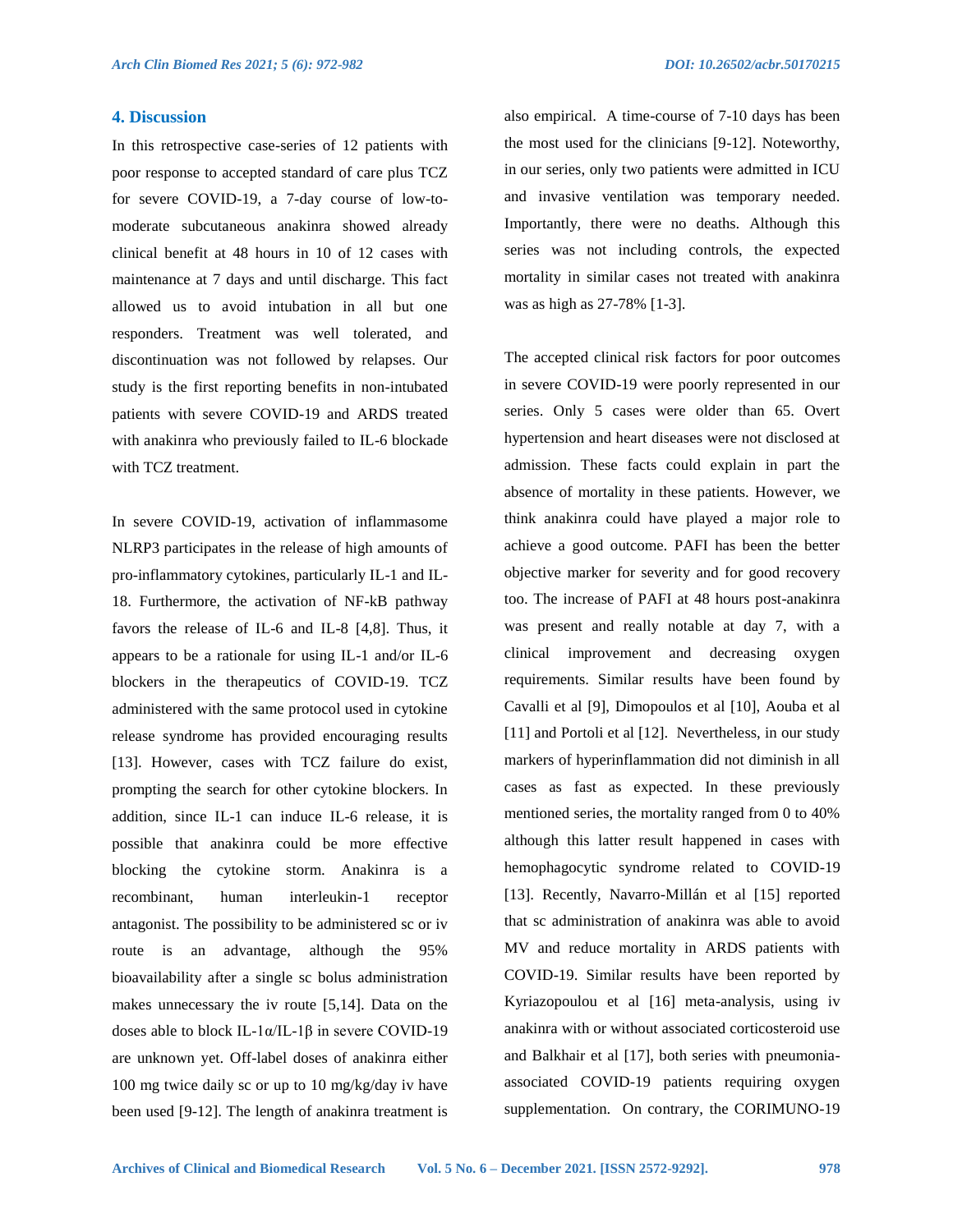## 4. Discussion

In this retrospective case-series of 12 patients with poor response to accepted standard of care plus TCZ for severe COVID-19, a 7-day course of low-to-moderate subcutaneous anakinra showed already clinical benefit at 48 hours in 10 of 12 cases with maintenance at 7 days and until discharge. This fact allowed us to avoid intubation in all but one responders. Treatment was well tolerated, and discontinuation was not followed by relapses. Our study is the first reporting benefits in non-intubated patients with severe COVID-19 and ARDS treated with anakinra who previously failed to IL-6 blockade with TCZ treatment.

In severe COVID-19, activation of inflammasome NLRP3 participates in the release of high amounts of pro-inflammatory cytokines, particularly IL-1 and IL-18. Furthermore, the activation of NF-kB pathway favors the release of IL-6 and IL-8 [4,8]. Thus, it appears to be a rationale for using IL-1 and/or IL-6 blockers in the therapeutics of COVID-19. TCZ administered with the same protocol used in cytokine release syndrome has provided encouraging results [13]. However, cases with TCZ failure do exist, prompting the search for other cytokine blockers. In addition, since IL-1 can induce IL-6 release, it is possible that anakinra could be more effective blocking the cytokine storm. Anakinra is a recombinant, human interleukin-1 receptor antagonist. The possibility to be administered sc or iv route is an advantage, although the 95% bioavailability after a single sc bolus administration makes unnecessary the iv route [5,14]. Data on the doses able to block IL-1α/IL-1β in severe COVID-19 are unknown yet. Off-label doses of anakinra either 100 mg twice daily sc or up to 10 mg/kg/day iv have been used [9-12]. The length of anakinra treatment is also empirical. A time-course of 7-10 days has been the most used for the clinicians [9-12]. Noteworthy, in our series, only two patients were admitted in ICU and invasive ventilation was temporary needed. Importantly, there were no deaths. Although this series was not including controls, the expected mortality in similar cases not treated with anakinra was as high as 27-78% [1-3].

The accepted clinical risk factors for poor outcomes in severe COVID-19 were poorly represented in our series. Only 5 cases were older than 65. Overt hypertension and heart diseases were not disclosed at admission. These facts could explain in part the absence of mortality in these patients. However, we think anakinra could have played a major role to achieve a good outcome. PAFI has been the better objective marker for severity and for good recovery too. The increase of PAFI at 48 hours post-anakinra was present and really notable at day 7, with a clinical improvement and decreasing oxygen requirements. Similar results have been found by Cavalli et al [9], Dimopoulos et al [10], Aouba et al [11] and Portoli et al [12]. Nevertheless, in our study markers of hyperinflammation did not diminish in all cases as fast as expected. In these previously mentioned series, the mortality ranged from 0 to 40% although this latter result happened in cases with hemophagocytic syndrome related to COVID-19 [13]. Recently, Navarro-Millán et al [15] reported that sc administration of anakinra was able to avoid MV and reduce mortality in ARDS patients with COVID-19. Similar results have been reported by Kyriazopoulou et al [16] meta-analysis, using iv anakinra with or without associated corticosteroid use and Balkhair et al [17], both series with pneumonia-associated COVID-19 patients requiring oxygen supplementation. On contrary, the CORIMUNO-19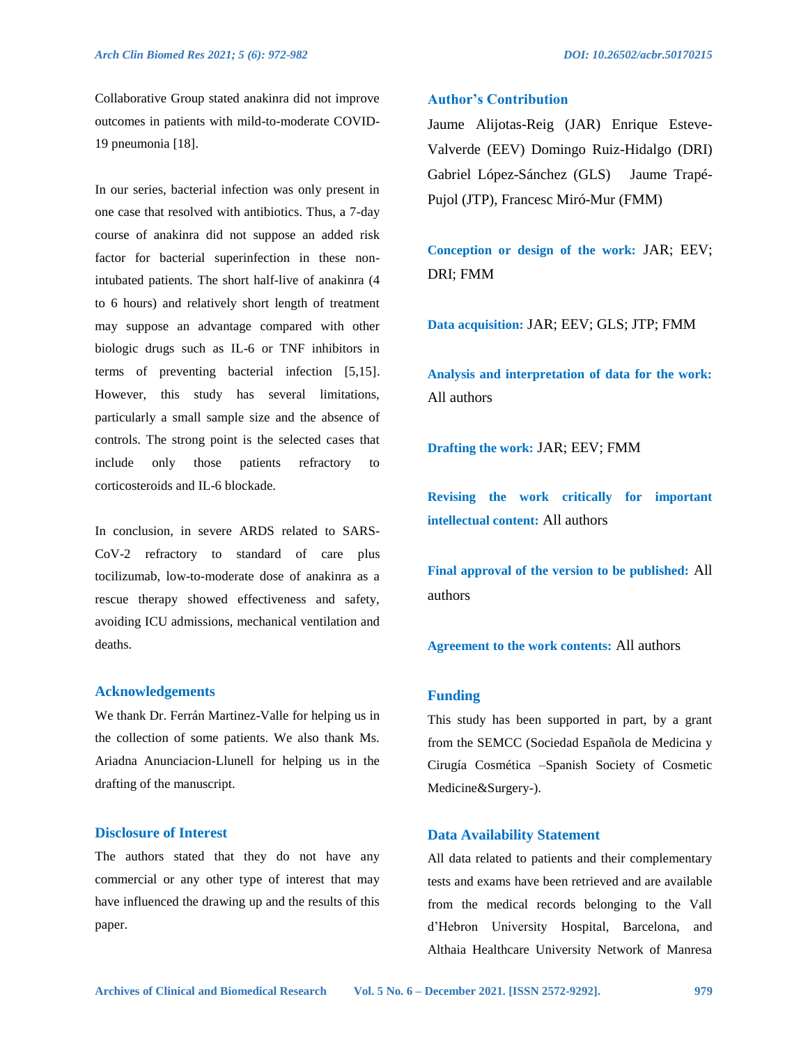Collaborative Group stated anakinra did not improve outcomes in patients with mild-to-moderate COVID-19 pneumonia [18].

In our series, bacterial infection was only present in one case that resolved with antibiotics. Thus, a 7-day course of anakinra did not suppose an added risk factor for bacterial superinfection in these non-intubated patients. The short half-live of anakinra (4 to 6 hours) and relatively short length of treatment may suppose an advantage compared with other biologic drugs such as IL-6 or TNF inhibitors in terms of preventing bacterial infection [5,15]. However, this study has several limitations, particularly a small sample size and the absence of controls. The strong point is the selected cases that include only those patients refractory to corticosteroids and IL-6 blockade.

In conclusion, in severe ARDS related to SARS-CoV-2 refractory to standard of care plus tocilizumab, low-to-moderate dose of anakinra as a rescue therapy showed effectiveness and safety, avoiding ICU admissions, mechanical ventilation and deaths.

## Acknowledgements

We thank Dr. Ferrán Martinez-Valle for helping us in the collection of some patients. We also thank Ms. Ariadna Anunciacion-Llunell for helping us in the drafting of the manuscript.

## Disclosure of Interest

The authors stated that they do not have any commercial or any other type of interest that may have influenced the drawing up and the results of this paper.

## Author's Contribution

Jaume Alijotas-Reig (JAR) Enrique Esteve-Valverde (EEV) Domingo Ruiz-Hidalgo (DRI) Gabriel López-Sánchez (GLS) Jaume Trapé-Pujol (JTP), Francesc Miró-Mur (FMM)

**Conception or design of the work:** JAR; EEV; DRI; FMM

**Data acquisition:** JAR; EEV; GLS; JTP; FMM

**Analysis and interpretation of data for the work:** All authors

**Drafting the work:** JAR; EEV; FMM

**Revising the work critically for important intellectual content:** All authors

**Final approval of the version to be published:** All authors

**Agreement to the work contents:** All authors

## Funding

This study has been supported in part, by a grant from the SEMCC (Sociedad Española de Medicina y Cirugía Cosmética –Spanish Society of Cosmetic Medicine&Surgery-).

## Data Availability Statement

All data related to patients and their complementary tests and exams have been retrieved and are available from the medical records belonging to the Vall d'Hebron University Hospital, Barcelona, and Althaia Healthcare University Network of Manresa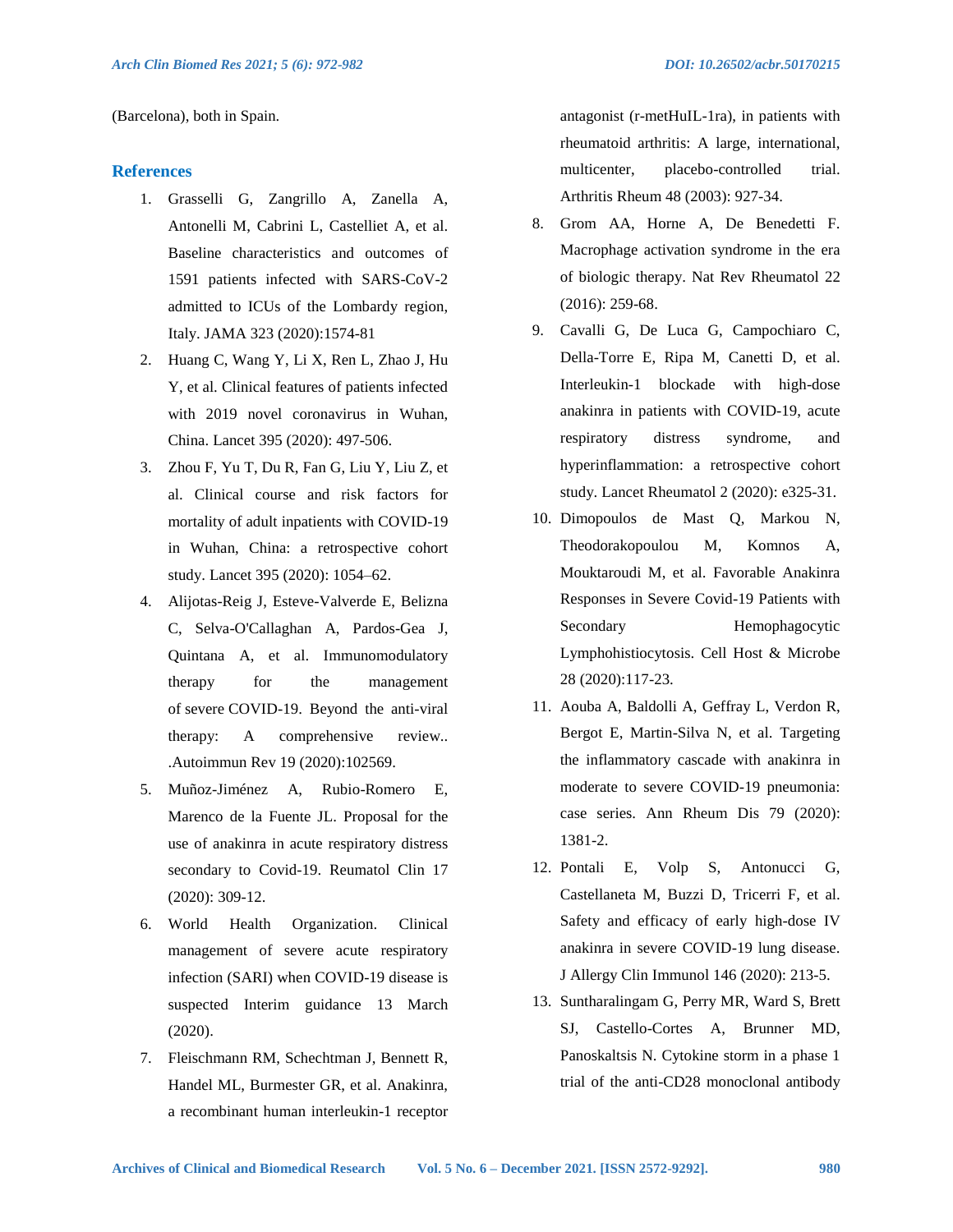(Barcelona), both in Spain.

## References

1. Grasselli G, Zangrillo A, Zanella A, Antonelli M, Cabrini L, Castelliet A, et al. Baseline characteristics and outcomes of 1591 patients infected with SARS-CoV-2 admitted to ICUs of the Lombardy region, Italy. JAMA 323 (2020):1574-81
2. Huang C, Wang Y, Li X, Ren L, Zhao J, Hu Y, et al. Clinical features of patients infected with 2019 novel coronavirus in Wuhan, China. Lancet 395 (2020): 497-506.
3. Zhou F, Yu T, Du R, Fan G, Liu Y, Liu Z, et al. Clinical course and risk factors for mortality of adult inpatients with COVID-19 in Wuhan, China: a retrospective cohort study. Lancet 395 (2020): 1054–62.
4. Alijotas-Reig J, Esteve-Valverde E, Belizna C, Selva-O'Callaghan A, Pardos-Gea J, Quintana A, et al. Immunomodulatory therapy for the management of severe COVID-19. Beyond the anti-viral therapy: A comprehensive review.. .Autoimmun Rev 19 (2020):102569.
5. Muñoz-Jiménez A, Rubio-Romero E, Marenco de la Fuente JL. Proposal for the use of anakinra in acute respiratory distress secondary to Covid-19. Reumatol Clin 17 (2020): 309-12.
6. World Health Organization. Clinical management of severe acute respiratory infection (SARI) when COVID-19 disease is suspected Interim guidance 13 March (2020).
7. Fleischmann RM, Schechtman J, Bennett R, Handel ML, Burmester GR, et al. Anakinra, a recombinant human interleukin-1 receptor antagonist (r-metHuIL-1ra), in patients with rheumatoid arthritis: A large, international, multicenter, placebo-controlled trial. Arthritis Rheum 48 (2003): 927-34.
8. Grom AA, Horne A, De Benedetti F. Macrophage activation syndrome in the era of biologic therapy. Nat Rev Rheumatol 22 (2016): 259-68.
9. Cavalli G, De Luca G, Campochiaro C, Della-Torre E, Ripa M, Canetti D, et al. Interleukin-1 blockade with high-dose anakinra in patients with COVID-19, acute respiratory distress syndrome, and hyperinflammation: a retrospective cohort study. Lancet Rheumatol 2 (2020): e325-31.
10. Dimopoulos de Mast Q, Markou N, Theodorakopoulou M, Komnos A, Mouktaroudi M, et al. Favorable Anakinra Responses in Severe Covid-19 Patients with Secondary Hemophagocytic Lymphohistiocytosis. Cell Host & Microbe 28 (2020):117-23.
11. Aouba A, Baldolli A, Geffray L, Verdon R, Bergot E, Martin-Silva N, et al. Targeting the inflammatory cascade with anakinra in moderate to severe COVID-19 pneumonia: case series. Ann Rheum Dis 79 (2020): 1381-2.
12. Pontali E, Volp S, Antonucci G, Castellaneta M, Buzzi D, Tricerri F, et al. Safety and efficacy of early high-dose IV anakinra in severe COVID-19 lung disease. J Allergy Clin Immunol 146 (2020): 213-5.
13. Suntharalingam G, Perry MR, Ward S, Brett SJ, Castello-Cortes A, Brunner MD, Panoskaltsis N. Cytokine storm in a phase 1 trial of the anti-CD28 monoclonal antibody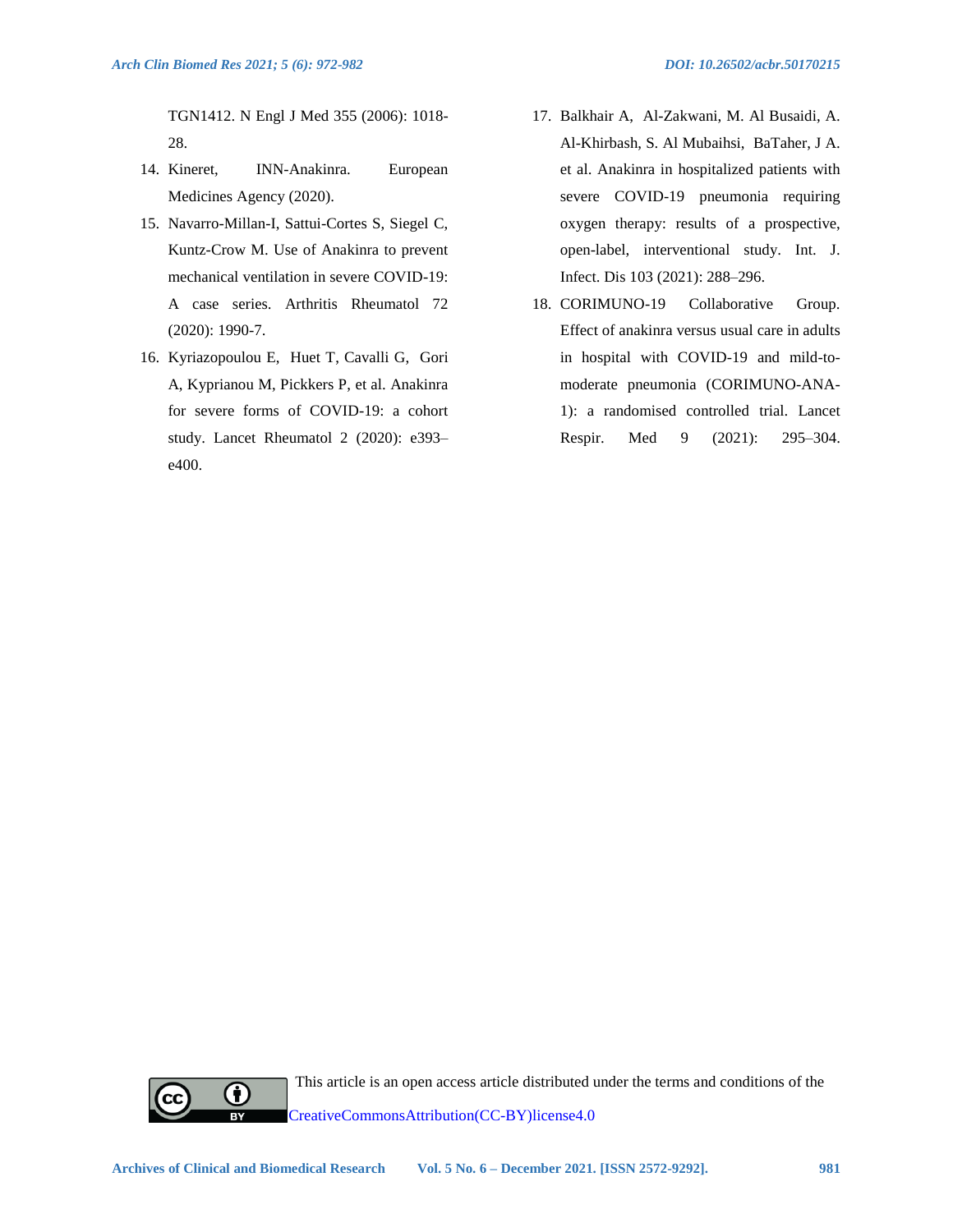TGN1412. N Engl J Med 355 (2006): 1018-28.

14. Kineret, INN-Anakinra. European Medicines Agency (2020).
15. Navarro-Millan-I, Sattui-Cortes S, Siegel C, Kuntz-Crow M. Use of Anakinra to prevent mechanical ventilation in severe COVID-19: A case series. Arthritis Rheumatol 72 (2020): 1990-7.
16. Kyriazopoulou E, Huet T, Cavalli G, Gori A, Kyprianou M, Pickkers P, et al. Anakinra for severe forms of COVID-19: a cohort study. Lancet Rheumatol 2 (2020): e393–e400.
17. Balkhair A, Al-Zakwani, M. Al Busaidi, A. Al-Khirbash, S. Al Mubaihsi, BaTaher, J A. et al. Anakinra in hospitalized patients with severe COVID-19 pneumonia requiring oxygen therapy: results of a prospective, open-label, interventional study. Int. J. Infect. Dis 103 (2021): 288–296.
18. CORIMUNO-19 Collaborative Group. Effect of anakinra versus usual care in adults in hospital with COVID-19 and mild-to-moderate pneumonia (CORIMUNO-ANA-1): a randomised controlled trial. Lancet Respir. Med 9 (2021): 295–304.

This article is an open access article distributed under the terms and conditions of the CreativeCommonsAttribution(CC-BY)license4.0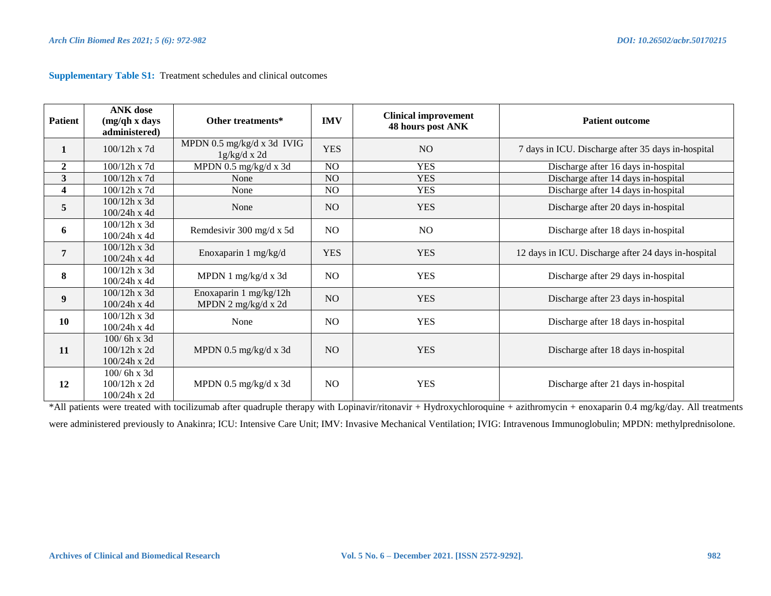**Supplementary Table S1:** Treatment schedules and clinical outcomes

| Patient | ANK dose (mg/qh x days administered) | Other treatments* | IMV | Clinical improvement 48 hours post ANK | Patient outcome |
|---|---|---|---|---|---|
| **1** | 100/12h x 7d | MPDN 0.5 mg/kg/d x 3d IVIG 1g/kg/d x 2d | YES | NO | 7 days in ICU. Discharge after 35 days in-hospital |
| **2** | 100/12h x 7d | MPDN 0.5 mg/kg/d x 3d | NO | YES | Discharge after 16 days in-hospital |
| **3** | 100/12h x 7d | None | NO | YES | Discharge after 14 days in-hospital |
| **4** | 100/12h x 7d | None | NO | YES | Discharge after 14 days in-hospital |
| **5** | 100/12h x 3d<br>100/24h x 4d | None | NO | YES | Discharge after 20 days in-hospital |
| **6** | 100/12h x 3d<br>100/24h x 4d | Remdesivir 300 mg/d x 5d | NO | NO | Discharge after 18 days in-hospital |
| **7** | 100/12h x 3d<br>100/24h x 4d | Enoxaparin 1 mg/kg/d | YES | YES | 12 days in ICU. Discharge after 24 days in-hospital |
| **8** | 100/12h x 3d<br>100/24h x 4d | MPDN 1 mg/kg/d x 3d | NO | YES | Discharge after 29 days in-hospital |
| **9** | 100/12h x 3d<br>100/24h x 4d | Enoxaparin 1 mg/kg/12h<br>MPDN 2 mg/kg/d x 2d | NO | YES | Discharge after 23 days in-hospital |
| **10** | 100/12h x 3d<br>100/24h x 4d | None | NO | YES | Discharge after 18 days in-hospital |
| **11** | 100/ 6h x 3d<br>100/12h x 2d<br>100/24h x 2d | MPDN 0.5 mg/kg/d x 3d | NO | YES | Discharge after 18 days in-hospital |
| **12** | 100/ 6h x 3d<br>100/12h x 2d<br>100/24h x 2d | MPDN 0.5 mg/kg/d x 3d | NO | YES | Discharge after 21 days in-hospital |

*All patients were treated with tocilizumab after quadruple therapy with Lopinavir/ritonavir + Hydroxychloroquine + azithromycin + enoxaparin 0.4 mg/kg/day. All treatments were administered previously to Anakinra; ICU: Intensive Care Unit; IMV: Invasive Mechanical Ventilation; IVIG: Intravenous Immunoglobulin; MPDN: methylprednisolone.